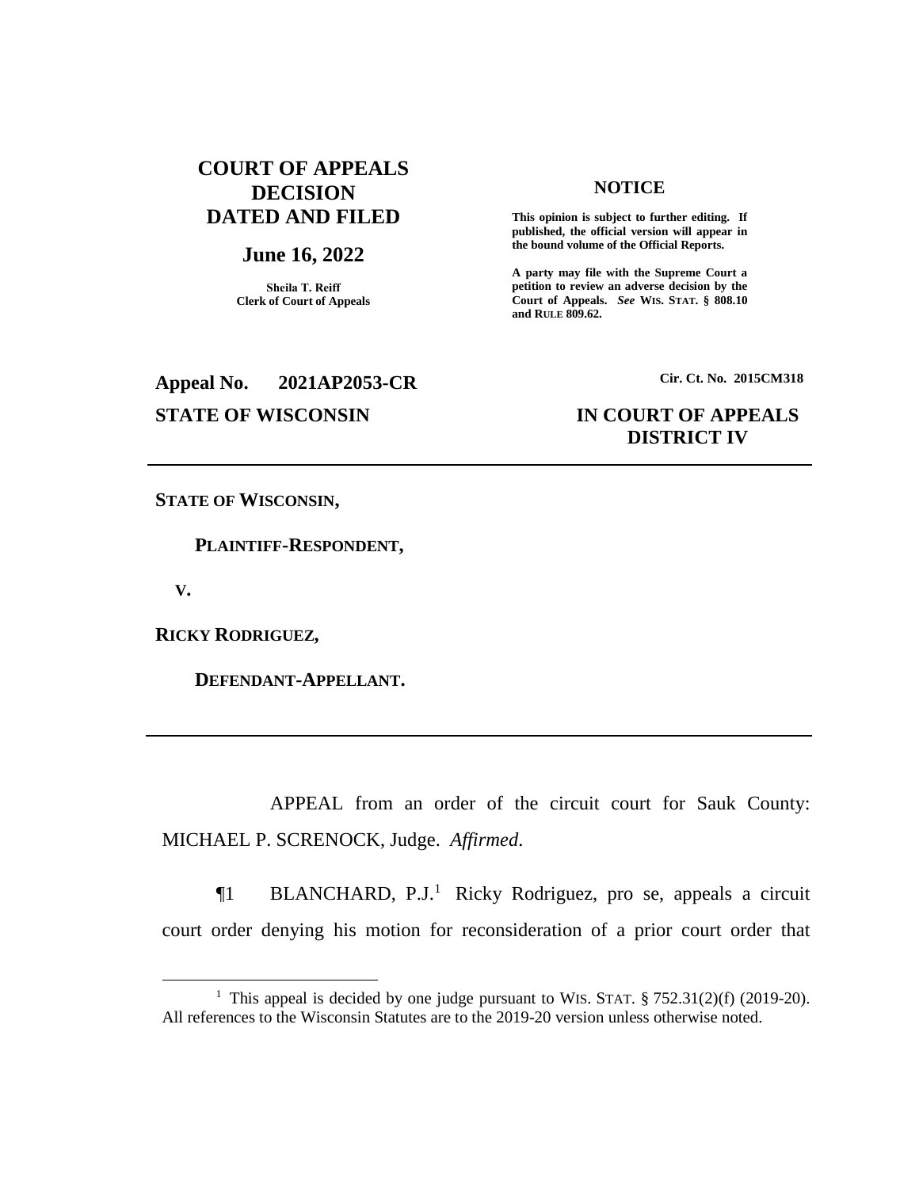# COURT OF APPEALS DECISION DATED AND FILED

## June 16, 2022

**Sheila T. Reiff**
**Clerk of Court of Appeals**

**NOTICE**

**This opinion is subject to further editing. If published, the official version will appear in the bound volume of the Official Reports.**

**A party may file with the Supreme Court a petition to review an adverse decision by the Court of Appeals. *See* WIS. STAT. § 808.10 and RULE 809.62.**

**Appeal No. 2021AP2053-CR**

**Cir. Ct. No. 2015CM318**

**STATE OF WISCONSIN**

**IN COURT OF APPEALS**
**DISTRICT IV**

---

**STATE OF WISCONSIN,**

**PLAINTIFF-RESPONDENT,**

**V.**

**RICKY RODRIGUEZ,**

**DEFENDANT-APPELLANT.**

---

APPEAL from an order of the circuit court for Sauk County: MICHAEL P. SCRENOCK, Judge. *Affirmed*.

¶1 BLANCHARD, P.J.[1] Ricky Rodriguez, pro se, appeals a circuit court order denying his motion for reconsideration of a prior court order that

[1] This appeal is decided by one judge pursuant to WIS. STAT. § 752.31(2)(f) (2019-20). All references to the Wisconsin Statutes are to the 2019-20 version unless otherwise noted.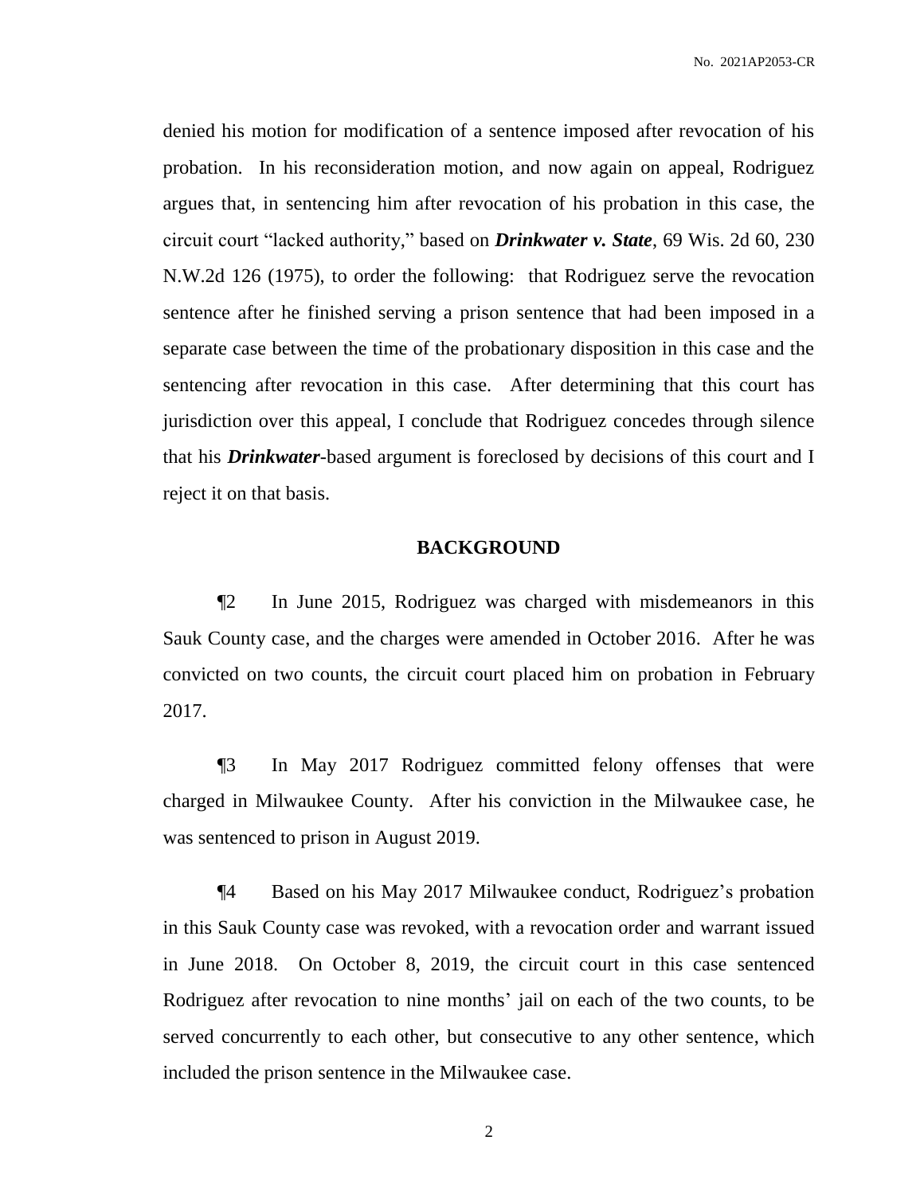denied his motion for modification of a sentence imposed after revocation of his probation. In his reconsideration motion, and now again on appeal, Rodriguez argues that, in sentencing him after revocation of his probation in this case, the circuit court "lacked authority," based on ***Drinkwater v. State***, 69 Wis. 2d 60, 230 N.W.2d 126 (1975), to order the following: that Rodriguez serve the revocation sentence after he finished serving a prison sentence that had been imposed in a separate case between the time of the probationary disposition in this case and the sentencing after revocation in this case. After determining that this court has jurisdiction over this appeal, I conclude that Rodriguez concedes through silence that his ***Drinkwater***-based argument is foreclosed by decisions of this court and I reject it on that basis.

## BACKGROUND

¶2 In June 2015, Rodriguez was charged with misdemeanors in this Sauk County case, and the charges were amended in October 2016. After he was convicted on two counts, the circuit court placed him on probation in February 2017.

¶3 In May 2017 Rodriguez committed felony offenses that were charged in Milwaukee County. After his conviction in the Milwaukee case, he was sentenced to prison in August 2019.

¶4 Based on his May 2017 Milwaukee conduct, Rodriguez's probation in this Sauk County case was revoked, with a revocation order and warrant issued in June 2018. On October 8, 2019, the circuit court in this case sentenced Rodriguez after revocation to nine months' jail on each of the two counts, to be served concurrently to each other, but consecutive to any other sentence, which included the prison sentence in the Milwaukee case.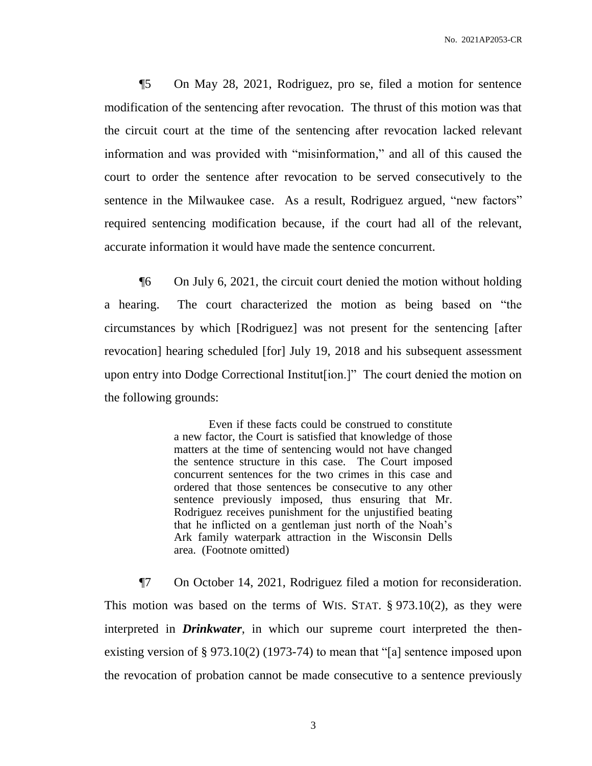¶5 On May 28, 2021, Rodriguez, pro se, filed a motion for sentence modification of the sentencing after revocation. The thrust of this motion was that the circuit court at the time of the sentencing after revocation lacked relevant information and was provided with "misinformation," and all of this caused the court to order the sentence after revocation to be served consecutively to the sentence in the Milwaukee case. As a result, Rodriguez argued, "new factors" required sentencing modification because, if the court had all of the relevant, accurate information it would have made the sentence concurrent.

¶6 On July 6, 2021, the circuit court denied the motion without holding a hearing. The court characterized the motion as being based on "the circumstances by which [Rodriguez] was not present for the sentencing [after revocation] hearing scheduled [for] July 19, 2018 and his subsequent assessment upon entry into Dodge Correctional Institut[ion.]" The court denied the motion on the following grounds:

> Even if these facts could be construed to constitute a new factor, the Court is satisfied that knowledge of those matters at the time of sentencing would not have changed the sentence structure in this case. The Court imposed concurrent sentences for the two crimes in this case and ordered that those sentences be consecutive to any other sentence previously imposed, thus ensuring that Mr. Rodriguez receives punishment for the unjustified beating that he inflicted on a gentleman just north of the Noah's Ark family waterpark attraction in the Wisconsin Dells area. (Footnote omitted)

¶7 On October 14, 2021, Rodriguez filed a motion for reconsideration. This motion was based on the terms of WIS. STAT. § 973.10(2), as they were interpreted in ***Drinkwater***, in which our supreme court interpreted the then-existing version of § 973.10(2) (1973-74) to mean that "[a] sentence imposed upon the revocation of probation cannot be made consecutive to a sentence previously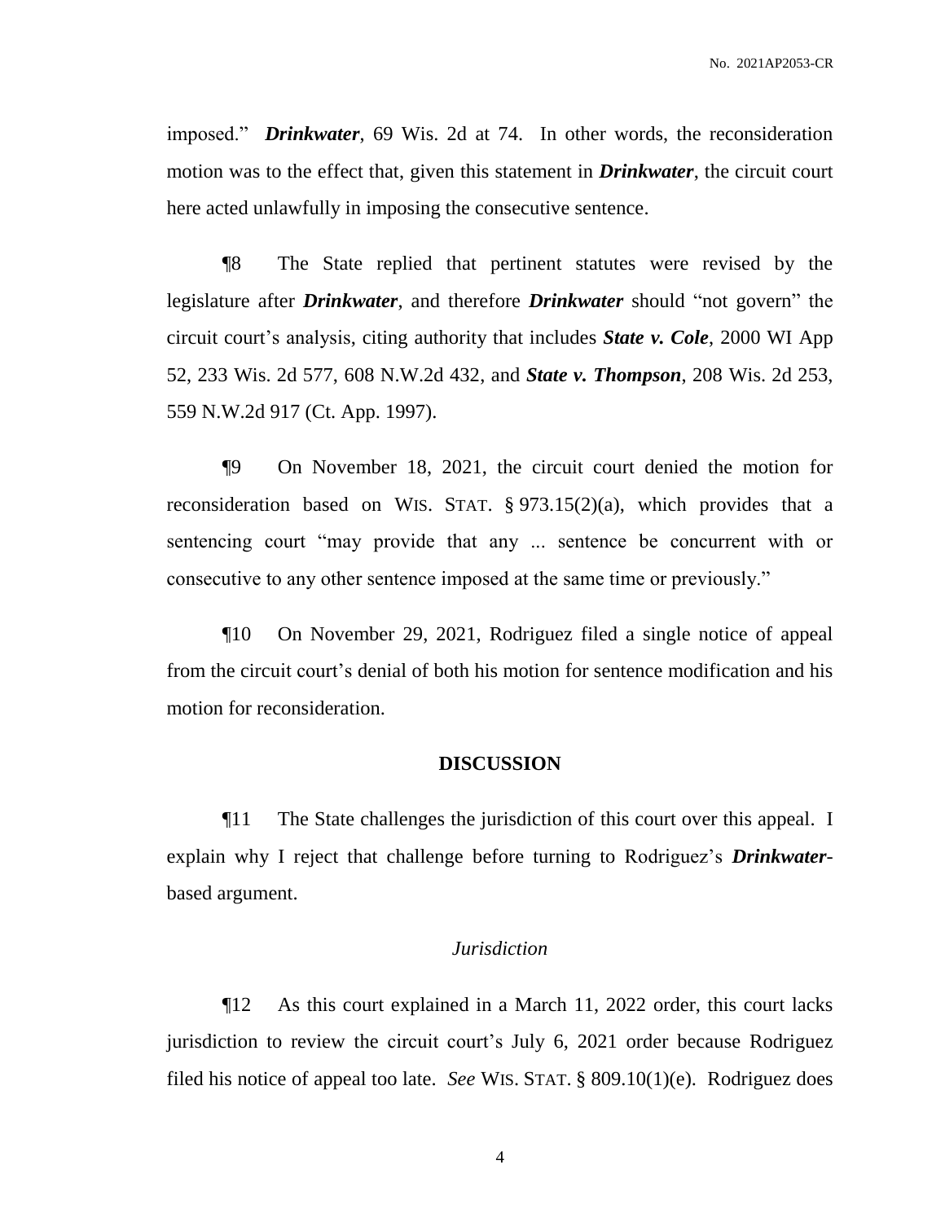imposed." ***Drinkwater***, 69 Wis. 2d at 74. In other words, the reconsideration motion was to the effect that, given this statement in ***Drinkwater***, the circuit court here acted unlawfully in imposing the consecutive sentence.

¶8 The State replied that pertinent statutes were revised by the legislature after ***Drinkwater***, and therefore ***Drinkwater*** should "not govern" the circuit court's analysis, citing authority that includes ***State v. Cole***, 2000 WI App 52, 233 Wis. 2d 577, 608 N.W.2d 432, and ***State v. Thompson***, 208 Wis. 2d 253, 559 N.W.2d 917 (Ct. App. 1997).

¶9 On November 18, 2021, the circuit court denied the motion for reconsideration based on WIS. STAT. § 973.15(2)(a), which provides that a sentencing court "may provide that any ... sentence be concurrent with or consecutive to any other sentence imposed at the same time or previously."

¶10 On November 29, 2021, Rodriguez filed a single notice of appeal from the circuit court's denial of both his motion for sentence modification and his motion for reconsideration.

## DISCUSSION

¶11 The State challenges the jurisdiction of this court over this appeal. I explain why I reject that challenge before turning to Rodriguez's ***Drinkwater***-based argument.

### *Jurisdiction*

¶12 As this court explained in a March 11, 2022 order, this court lacks jurisdiction to review the circuit court's July 6, 2021 order because Rodriguez filed his notice of appeal too late. *See* WIS. STAT. § 809.10(1)(e). Rodriguez does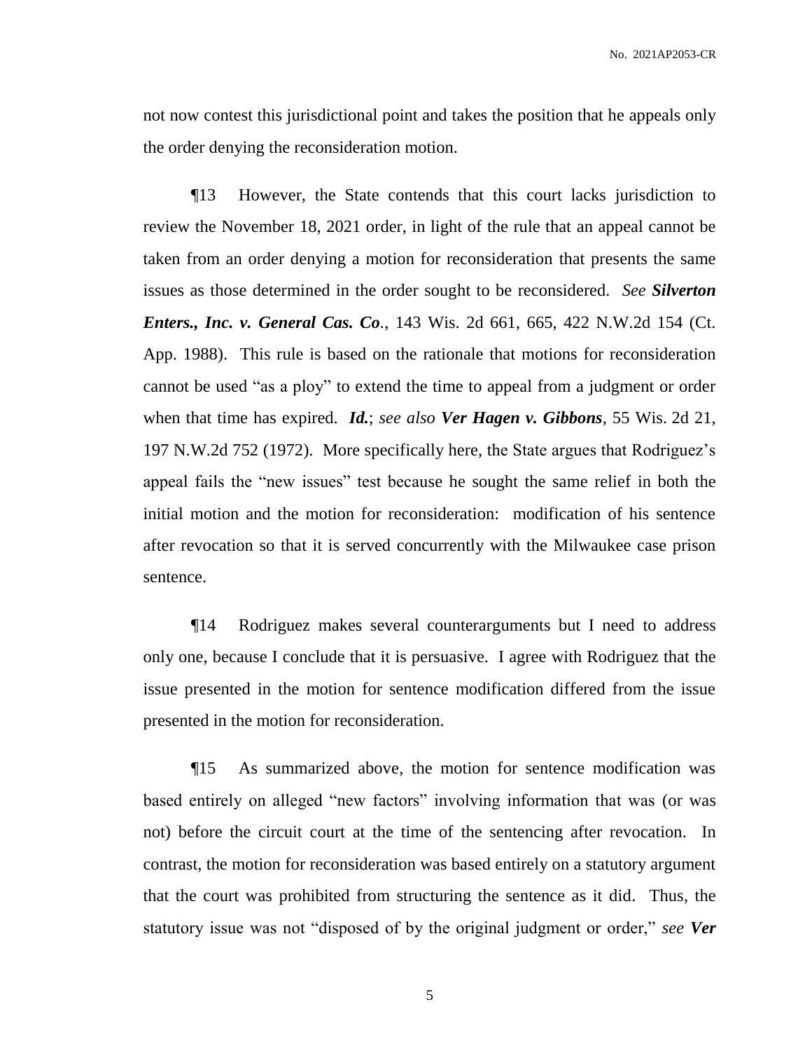not now contest this jurisdictional point and takes the position that he appeals only the order denying the reconsideration motion.

¶13 However, the State contends that this court lacks jurisdiction to review the November 18, 2021 order, in light of the rule that an appeal cannot be taken from an order denying a motion for reconsideration that presents the same issues as those determined in the order sought to be reconsidered. *See* ***Silverton Enters., Inc. v. General Cas. Co***., 143 Wis. 2d 661, 665, 422 N.W.2d 154 (Ct. App. 1988). This rule is based on the rationale that motions for reconsideration cannot be used "as a ploy" to extend the time to appeal from a judgment or order when that time has expired. ***Id.***; *see also* ***Ver Hagen v. Gibbons***, 55 Wis. 2d 21, 197 N.W.2d 752 (1972). More specifically here, the State argues that Rodriguez's appeal fails the "new issues" test because he sought the same relief in both the initial motion and the motion for reconsideration: modification of his sentence after revocation so that it is served concurrently with the Milwaukee case prison sentence.

¶14 Rodriguez makes several counterarguments but I need to address only one, because I conclude that it is persuasive. I agree with Rodriguez that the issue presented in the motion for sentence modification differed from the issue presented in the motion for reconsideration.

¶15 As summarized above, the motion for sentence modification was based entirely on alleged "new factors" involving information that was (or was not) before the circuit court at the time of the sentencing after revocation. In contrast, the motion for reconsideration was based entirely on a statutory argument that the court was prohibited from structuring the sentence as it did. Thus, the statutory issue was not "disposed of by the original judgment or order," *see* ***Ver***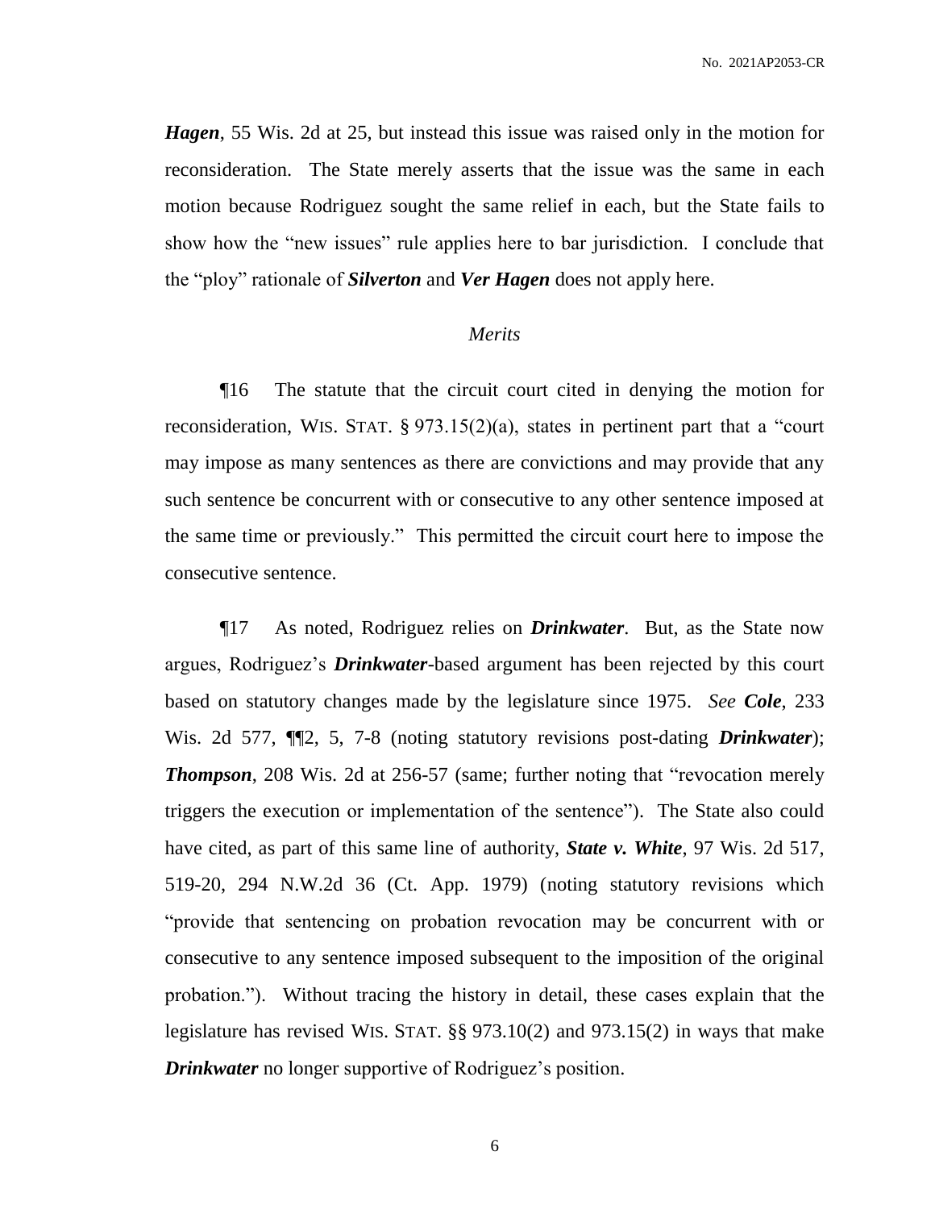***Hagen***, 55 Wis. 2d at 25, but instead this issue was raised only in the motion for reconsideration. The State merely asserts that the issue was the same in each motion because Rodriguez sought the same relief in each, but the State fails to show how the "new issues" rule applies here to bar jurisdiction. I conclude that the "ploy" rationale of ***Silverton*** and ***Ver Hagen*** does not apply here.

*Merits*

¶16 The statute that the circuit court cited in denying the motion for reconsideration, WIS. STAT. § 973.15(2)(a), states in pertinent part that a "court may impose as many sentences as there are convictions and may provide that any such sentence be concurrent with or consecutive to any other sentence imposed at the same time or previously." This permitted the circuit court here to impose the consecutive sentence.

¶17 As noted, Rodriguez relies on ***Drinkwater***. But, as the State now argues, Rodriguez's ***Drinkwater***-based argument has been rejected by this court based on statutory changes made by the legislature since 1975. *See* ***Cole***, 233 Wis. 2d 577, ¶¶2, 5, 7-8 (noting statutory revisions post-dating ***Drinkwater***); ***Thompson***, 208 Wis. 2d at 256-57 (same; further noting that "revocation merely triggers the execution or implementation of the sentence"). The State also could have cited, as part of this same line of authority, ***State v. White***, 97 Wis. 2d 517, 519-20, 294 N.W.2d 36 (Ct. App. 1979) (noting statutory revisions which "provide that sentencing on probation revocation may be concurrent with or consecutive to any sentence imposed subsequent to the imposition of the original probation."). Without tracing the history in detail, these cases explain that the legislature has revised WIS. STAT. §§ 973.10(2) and 973.15(2) in ways that make ***Drinkwater*** no longer supportive of Rodriguez's position.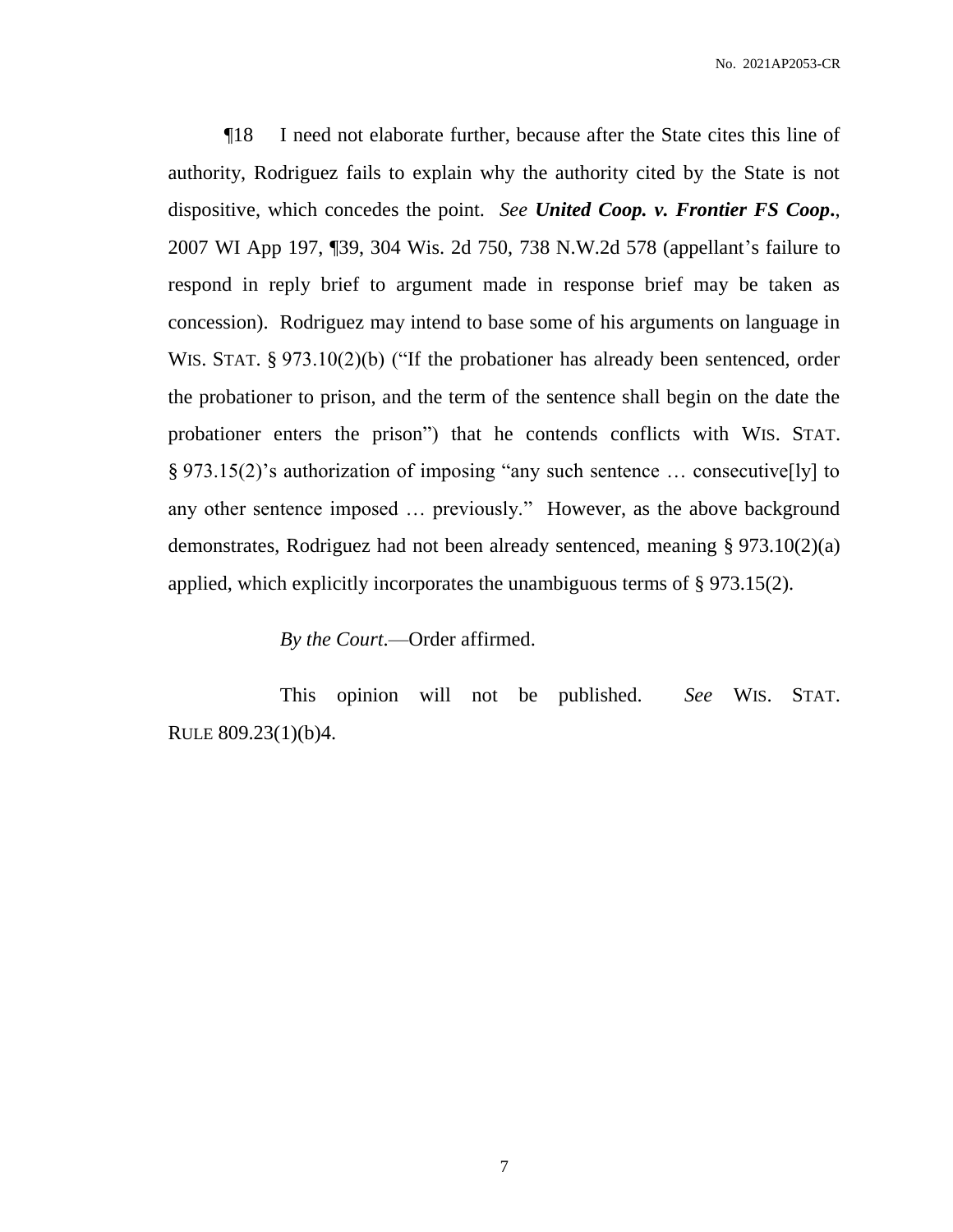¶18 I need not elaborate further, because after the State cites this line of authority, Rodriguez fails to explain why the authority cited by the State is not dispositive, which concedes the point. *See* ***United Coop. v. Frontier FS Coop.***, 2007 WI App 197, ¶39, 304 Wis. 2d 750, 738 N.W.2d 578 (appellant's failure to respond in reply brief to argument made in response brief may be taken as concession). Rodriguez may intend to base some of his arguments on language in WIS. STAT. § 973.10(2)(b) ("If the probationer has already been sentenced, order the probationer to prison, and the term of the sentence shall begin on the date the probationer enters the prison") that he contends conflicts with WIS. STAT. § 973.15(2)'s authorization of imposing "any such sentence … consecutive[ly] to any other sentence imposed … previously." However, as the above background demonstrates, Rodriguez had not been already sentenced, meaning § 973.10(2)(a) applied, which explicitly incorporates the unambiguous terms of § 973.15(2).

*By the Court*.—Order affirmed.

This opinion will not be published. *See* WIS. STAT. RULE 809.23(1)(b)4.